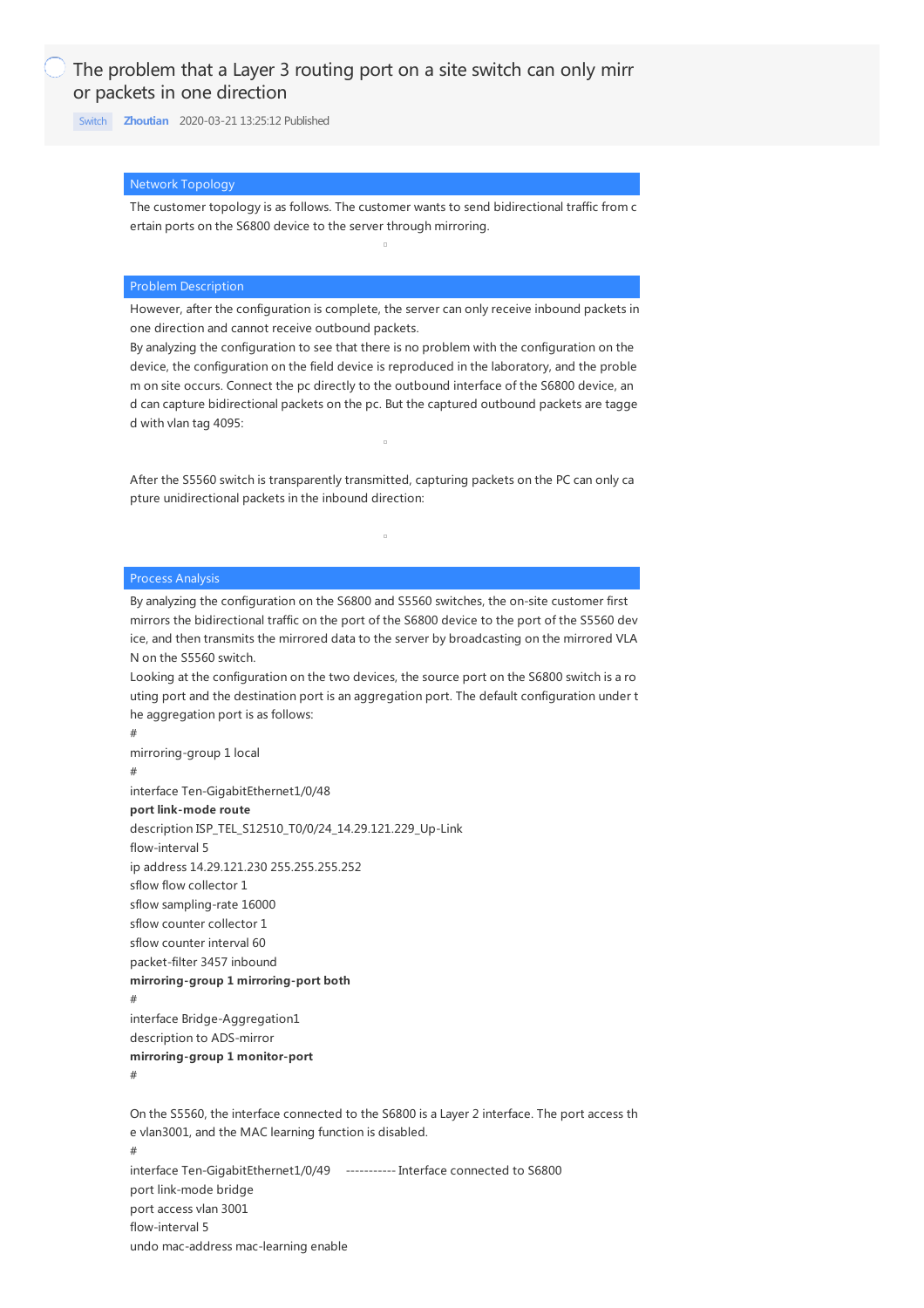# The problem that a Layer 3 routing port on a site switch can only mirror packets in one direction

Switch **Zhoutian** 2020-03-21 13:25:12 Published

## Network Topology

The customer topology is as follows. The customer wants to send bidirectional traffic from certain ports on the S6800 device to the server through mirroring.

## Problem Description

However, after the configuration is complete, the server can only receive inbound packets in one direction and cannot receive outbound packets.

By analyzing the configuration to see that there is no problem with the configuration on the device, the configuration on the field device is reproduced in the laboratory, and the problem on site occurs. Connect the pc directly to the outbound interface of the S6800 device, and can capture bidirectional packets on the pc. But the captured outbound packets are tagged with vlan tag 4095:

After the S5560 switch is transparently transmitted, capturing packets on the PC can only capture unidirectional packets in the inbound direction:

## Process Analysis

By analyzing the configuration on the S6800 and S5560 switches, the on-site customer first mirrors the bidirectional traffic on the port of the S6800 device to the port of the S5560 device, and then transmits the mirrored data to the server by broadcasting on the mirrored VLAN on the S5560 switch.

Looking at the configuration on the two devices, the source port on the S6800 switch is a routing port and the destination port is an aggregation port. The default configuration under the aggregation port is as follows:

#

mirroring-group 1 local

#

interface Ten-GigabitEthernet1/0/48

**port link-mode route**

description ISP_TEL_S12510_T0/0/24_14.29.121.229_Up-Link

flow-interval 5

ip address 14.29.121.230 255.255.255.252

sflow flow collector 1

sflow sampling-rate 16000

sflow counter collector 1

sflow counter interval 60

packet-filter 3457 inbound

**mirroring-group 1 mirroring-port both**

#

interface Bridge-Aggregation1

description to ADS-mirror

**mirroring-group 1 monitor-port**

#

On the S5560, the interface connected to the S6800 is a Layer 2 interface. The port access the vlan3001, and the MAC learning function is disabled.

#

interface Ten-GigabitEthernet1/0/49 ----------- Interface connected to S6800

port link-mode bridge

port access vlan 3001

flow-interval 5

undo mac-address mac-learning enable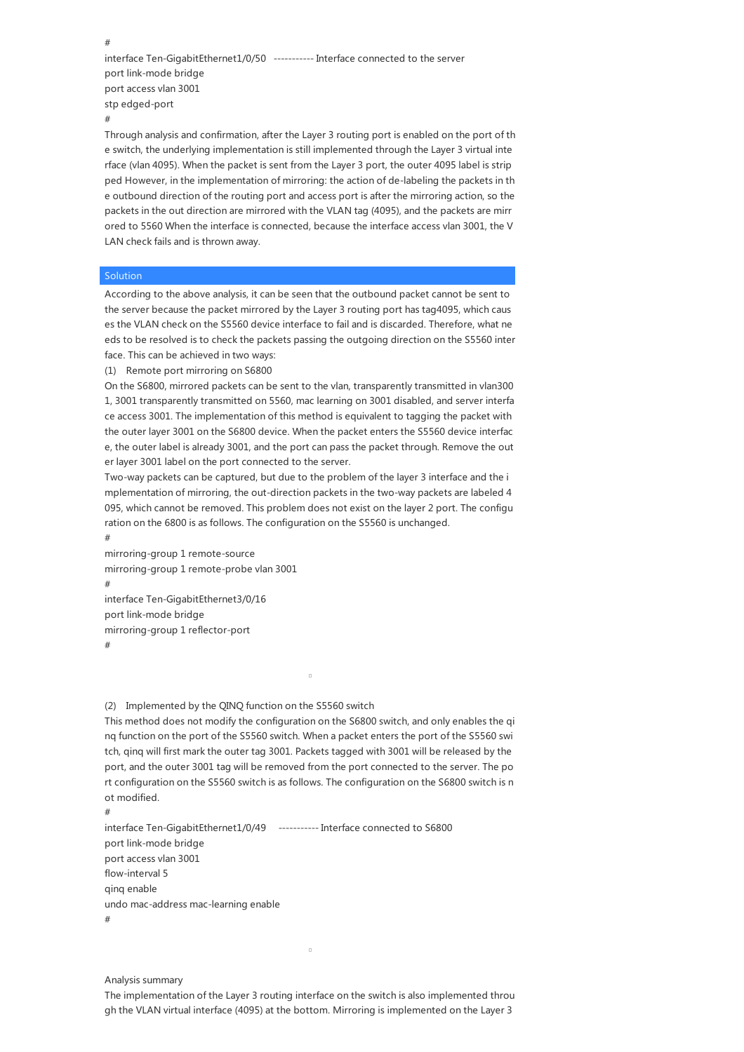```
#
interface Ten-GigabitEthernet1/0/50   ----------- Interface connected to the server
port link-mode bridge
port access vlan 3001
stp edged-port
#
```

Through analysis and confirmation, after the Layer 3 routing port is enabled on the port of the switch, the underlying implementation is still implemented through the Layer 3 virtual interface (vlan 4095). When the packet is sent from the Layer 3 port, the outer 4095 label is stripped However, in the implementation of mirroring: the action of de-labeling the packets in the outbound direction of the routing port and access port is after the mirroring action, so the packets in the out direction are mirrored with the VLAN tag (4095), and the packets are mirrored to 5560 When the interface is connected, because the interface access vlan 3001, the VLAN check fails and is thrown away.

## Solution

According to the above analysis, it can be seen that the outbound packet cannot be sent to the server because the packet mirrored by the Layer 3 routing port has tag4095, which causes the VLAN check on the S5560 device interface to fail and is discarded. Therefore, what needs to be resolved is to check the packets passing the outgoing direction on the S5560 interface. This can be achieved in two ways:

(1) Remote port mirroring on S6800

On the S6800, mirrored packets can be sent to the vlan, transparently transmitted in vlan3001, 3001 transparently transmitted on 5560, mac learning on 3001 disabled, and server interface access 3001. The implementation of this method is equivalent to tagging the packet with the outer layer 3001 on the S6800 device. When the packet enters the S5560 device interface, the outer label is already 3001, and the port can pass the packet through. Remove the outer layer 3001 label on the port connected to the server.

Two-way packets can be captured, but due to the problem of the layer 3 interface and the implementation of mirroring, the out-direction packets in the two-way packets are labeled 4095, which cannot be removed. This problem does not exist on the layer 2 port. The configuration on the 6800 is as follows. The configuration on the S5560 is unchanged.

```
#
mirroring-group 1 remote-source
mirroring-group 1 remote-probe vlan 3001
#
interface Ten-GigabitEthernet3/0/16
port link-mode bridge
mirroring-group 1 reflector-port
#
```

(2) Implemented by the QINQ function on the S5560 switch

This method does not modify the configuration on the S6800 switch, and only enables the qinq function on the port of the S5560 switch. When a packet enters the port of the S5560 switch, qinq will first mark the outer tag 3001. Packets tagged with 3001 will be released by the port, and the outer 3001 tag will be removed from the port connected to the server. The port configuration on the S5560 switch is as follows. The configuration on the S6800 switch is not modified.

```
#
interface Ten-GigabitEthernet1/0/49     ----------- Interface connected to S6800
port link-mode bridge
port access vlan 3001
flow-interval 5
qinq enable
undo mac-address mac-learning enable
#
```

Analysis summary

The implementation of the Layer 3 routing interface on the switch is also implemented through the VLAN virtual interface (4095) at the bottom. Mirroring is implemented on the Layer 3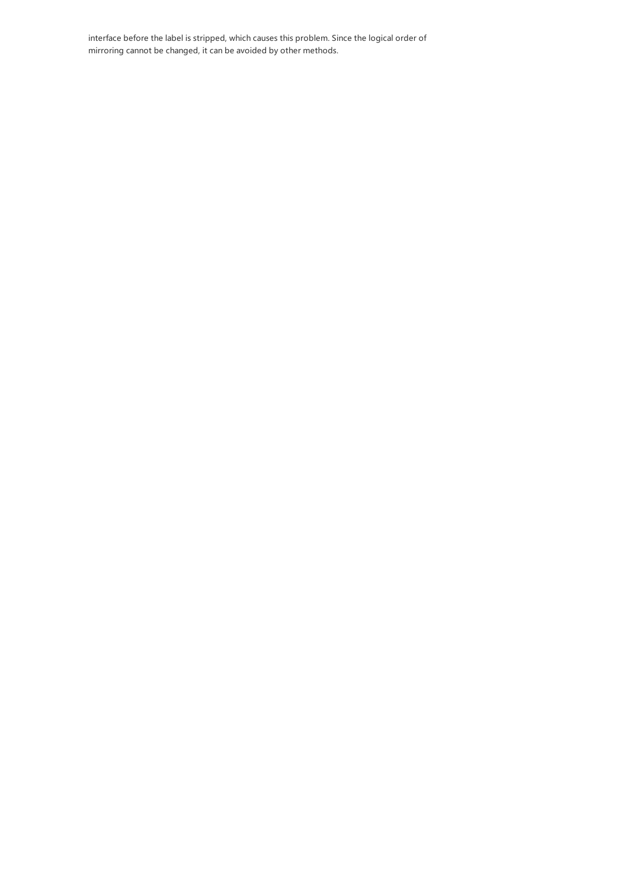interface before the label is stripped, which causes this problem. Since the logical order of mirroring cannot be changed, it can be avoided by other methods.